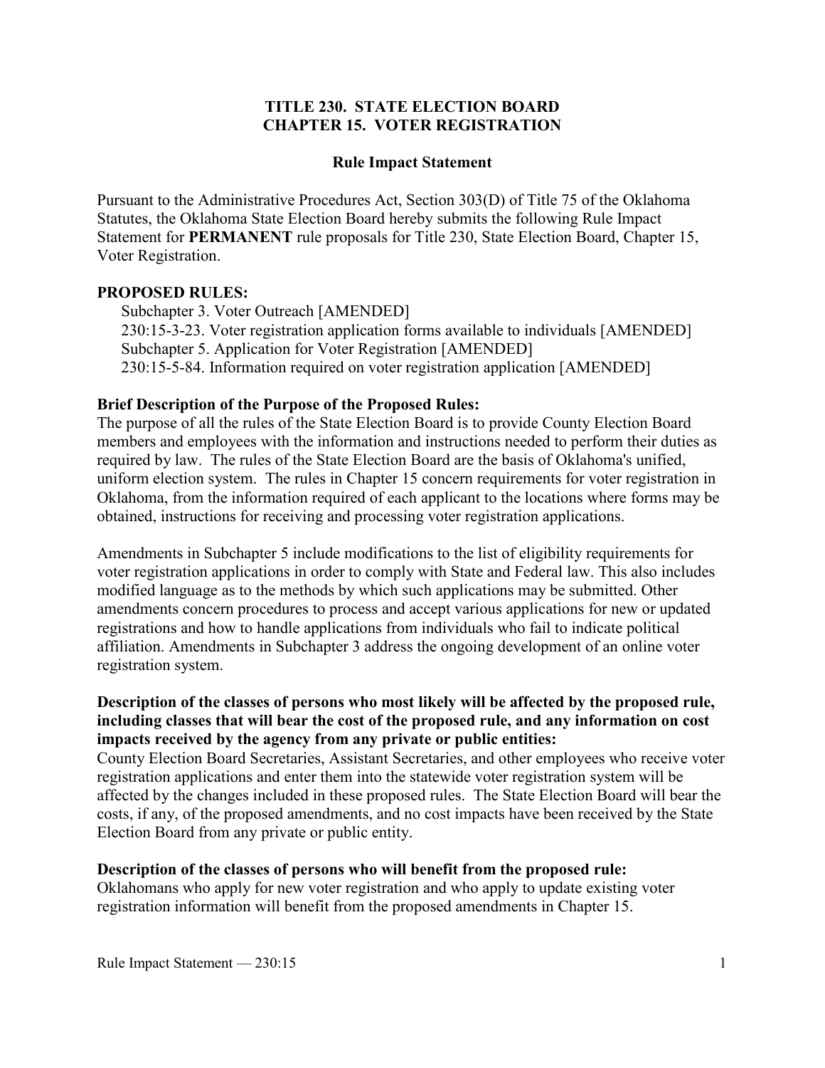# TITLE 230. STATE ELECTION BOARD
# CHAPTER 15. VOTER REGISTRATION

## Rule Impact Statement

Pursuant to the Administrative Procedures Act, Section 303(D) of Title 75 of the Oklahoma Statutes, the Oklahoma State Election Board hereby submits the following Rule Impact Statement for **PERMANENT** rule proposals for Title 230, State Election Board, Chapter 15, Voter Registration.

**PROPOSED RULES:**

Subchapter 3. Voter Outreach [AMENDED]
230:15-3-23. Voter registration application forms available to individuals [AMENDED]
Subchapter 5. Application for Voter Registration [AMENDED]
230:15-5-84. Information required on voter registration application [AMENDED]

**Brief Description of the Purpose of the Proposed Rules:**

The purpose of all the rules of the State Election Board is to provide County Election Board members and employees with the information and instructions needed to perform their duties as required by law. The rules of the State Election Board are the basis of Oklahoma's unified, uniform election system. The rules in Chapter 15 concern requirements for voter registration in Oklahoma, from the information required of each applicant to the locations where forms may be obtained, instructions for receiving and processing voter registration applications.

Amendments in Subchapter 5 include modifications to the list of eligibility requirements for voter registration applications in order to comply with State and Federal law. This also includes modified language as to the methods by which such applications may be submitted. Other amendments concern procedures to process and accept various applications for new or updated registrations and how to handle applications from individuals who fail to indicate political affiliation. Amendments in Subchapter 3 address the ongoing development of an online voter registration system.

**Description of the classes of persons who most likely will be affected by the proposed rule, including classes that will bear the cost of the proposed rule, and any information on cost impacts received by the agency from any private or public entities:**

County Election Board Secretaries, Assistant Secretaries, and other employees who receive voter registration applications and enter them into the statewide voter registration system will be affected by the changes included in these proposed rules. The State Election Board will bear the costs, if any, of the proposed amendments, and no cost impacts have been received by the State Election Board from any private or public entity.

**Description of the classes of persons who will benefit from the proposed rule:**

Oklahomans who apply for new voter registration and who apply to update existing voter registration information will benefit from the proposed amendments in Chapter 15.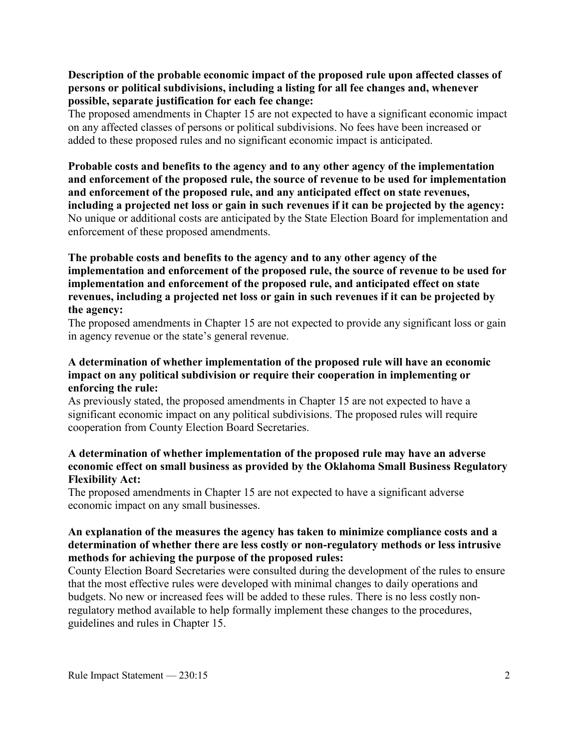**Description of the probable economic impact of the proposed rule upon affected classes of persons or political subdivisions, including a listing for all fee changes and, whenever possible, separate justification for each fee change:**
The proposed amendments in Chapter 15 are not expected to have a significant economic impact on any affected classes of persons or political subdivisions. No fees have been increased or added to these proposed rules and no significant economic impact is anticipated.

**Probable costs and benefits to the agency and to any other agency of the implementation and enforcement of the proposed rule, the source of revenue to be used for implementation and enforcement of the proposed rule, and any anticipated effect on state revenues, including a projected net loss or gain in such revenues if it can be projected by the agency:**
No unique or additional costs are anticipated by the State Election Board for implementation and enforcement of these proposed amendments.

**The probable costs and benefits to the agency and to any other agency of the implementation and enforcement of the proposed rule, the source of revenue to be used for implementation and enforcement of the proposed rule, and anticipated effect on state revenues, including a projected net loss or gain in such revenues if it can be projected by the agency:**
The proposed amendments in Chapter 15 are not expected to provide any significant loss or gain in agency revenue or the state's general revenue.

**A determination of whether implementation of the proposed rule will have an economic impact on any political subdivision or require their cooperation in implementing or enforcing the rule:**
As previously stated, the proposed amendments in Chapter 15 are not expected to have a significant economic impact on any political subdivisions. The proposed rules will require cooperation from County Election Board Secretaries.

**A determination of whether implementation of the proposed rule may have an adverse economic effect on small business as provided by the Oklahoma Small Business Regulatory Flexibility Act:**
The proposed amendments in Chapter 15 are not expected to have a significant adverse economic impact on any small businesses.

**An explanation of the measures the agency has taken to minimize compliance costs and a determination of whether there are less costly or non-regulatory methods or less intrusive methods for achieving the purpose of the proposed rules:**
County Election Board Secretaries were consulted during the development of the rules to ensure that the most effective rules were developed with minimal changes to daily operations and budgets. No new or increased fees will be added to these rules. There is no less costly non-regulatory method available to help formally implement these changes to the procedures, guidelines and rules in Chapter 15.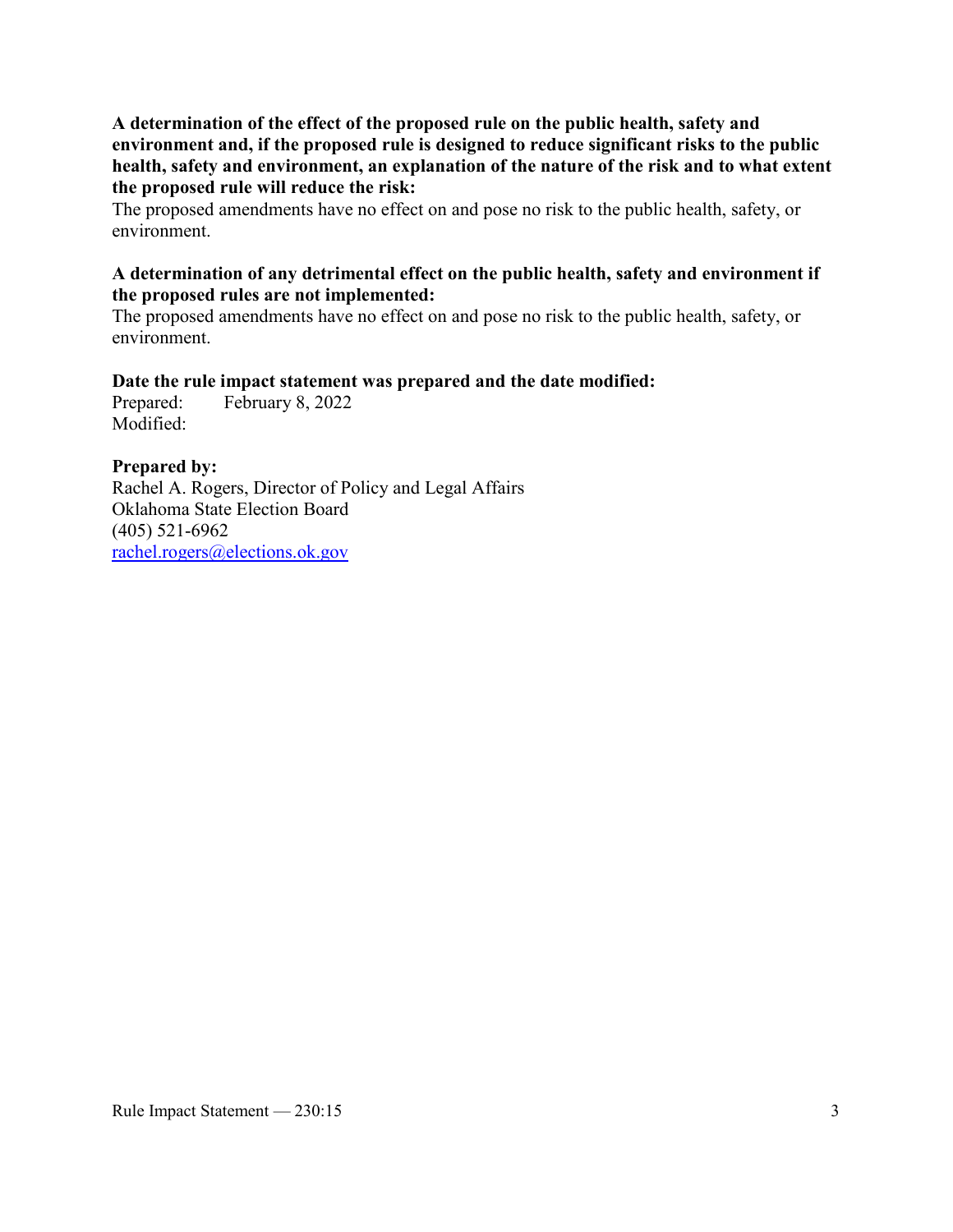**A determination of the effect of the proposed rule on the public health, safety and environment and, if the proposed rule is designed to reduce significant risks to the public health, safety and environment, an explanation of the nature of the risk and to what extent the proposed rule will reduce the risk:**
The proposed amendments have no effect on and pose no risk to the public health, safety, or environment.

**A determination of any detrimental effect on the public health, safety and environment if the proposed rules are not implemented:**
The proposed amendments have no effect on and pose no risk to the public health, safety, or environment.

**Date the rule impact statement was prepared and the date modified:**
Prepared: February 8, 2022
Modified:

**Prepared by:**
Rachel A. Rogers, Director of Policy and Legal Affairs
Oklahoma State Election Board
(405) 521-6962
rachel.rogers@elections.ok.gov